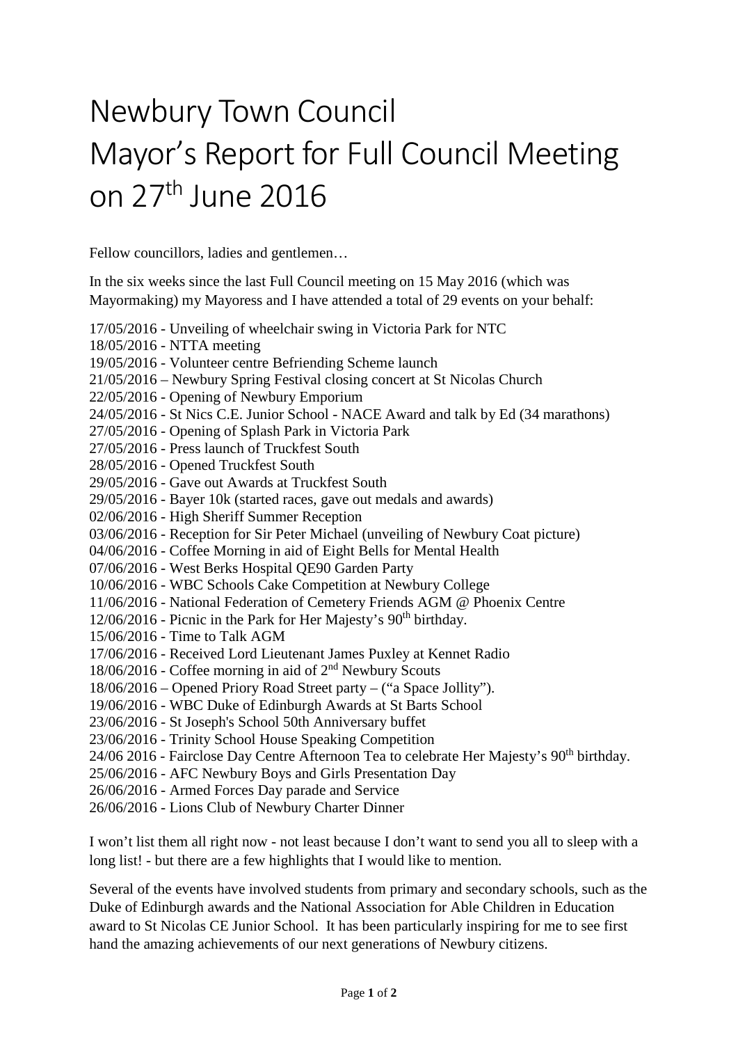# Newbury Town Council
# Mayor's Report for Full Council Meeting on 27th June 2016

Fellow councillors, ladies and gentlemen…

In the six weeks since the last Full Council meeting on 15 May 2016 (which was Mayormaking) my Mayoress and I have attended a total of 29 events on your behalf:

17/05/2016 - Unveiling of wheelchair swing in Victoria Park for NTC
18/05/2016 - NTTA meeting
19/05/2016 - Volunteer centre Befriending Scheme launch
21/05/2016 – Newbury Spring Festival closing concert at St Nicolas Church
22/05/2016 - Opening of Newbury Emporium
24/05/2016 - St Nics C.E. Junior School - NACE Award and talk by Ed (34 marathons)
27/05/2016 - Opening of Splash Park in Victoria Park
27/05/2016 - Press launch of Truckfest South
28/05/2016 - Opened Truckfest South
29/05/2016 - Gave out Awards at Truckfest South
29/05/2016 - Bayer 10k (started races, gave out medals and awards)
02/06/2016 - High Sheriff Summer Reception
03/06/2016 - Reception for Sir Peter Michael (unveiling of Newbury Coat picture)
04/06/2016 - Coffee Morning in aid of Eight Bells for Mental Health
07/06/2016 - West Berks Hospital QE90 Garden Party
10/06/2016 - WBC Schools Cake Competition at Newbury College
11/06/2016 - National Federation of Cemetery Friends AGM @ Phoenix Centre
12/06/2016 - Picnic in the Park for Her Majesty's 90th birthday.
15/06/2016 - Time to Talk AGM
17/06/2016 - Received Lord Lieutenant James Puxley at Kennet Radio
18/06/2016 - Coffee morning in aid of 2nd Newbury Scouts
18/06/2016 – Opened Priory Road Street party – ("a Space Jollity").
19/06/2016 - WBC Duke of Edinburgh Awards at St Barts School
23/06/2016 - St Joseph's School 50th Anniversary buffet
23/06/2016 - Trinity School House Speaking Competition
24/06 2016 - Fairclose Day Centre Afternoon Tea to celebrate Her Majesty's 90th birthday.
25/06/2016 - AFC Newbury Boys and Girls Presentation Day
26/06/2016 - Armed Forces Day parade and Service
26/06/2016 - Lions Club of Newbury Charter Dinner

I won't list them all right now - not least because I don't want to send you all to sleep with a long list! - but there are a few highlights that I would like to mention.

Several of the events have involved students from primary and secondary schools, such as the Duke of Edinburgh awards and the National Association for Able Children in Education award to St Nicolas CE Junior School. It has been particularly inspiring for me to see first hand the amazing achievements of our next generations of Newbury citizens.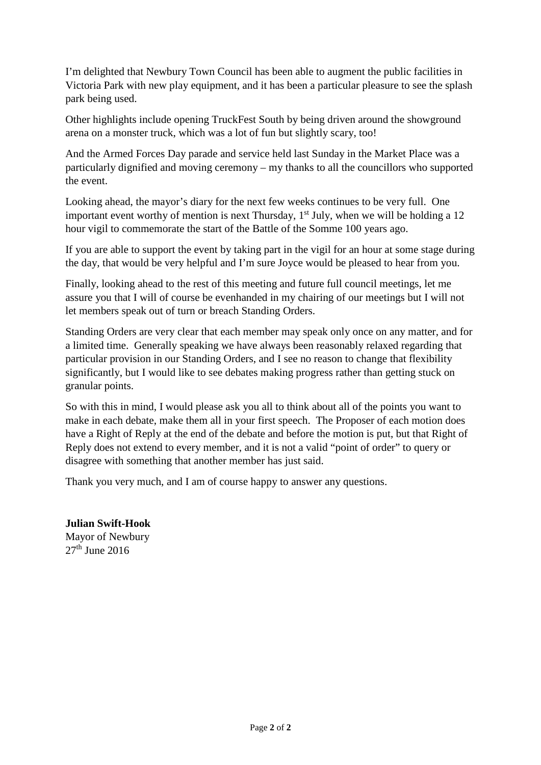I'm delighted that Newbury Town Council has been able to augment the public facilities in Victoria Park with new play equipment, and it has been a particular pleasure to see the splash park being used.

Other highlights include opening TruckFest South by being driven around the showground arena on a monster truck, which was a lot of fun but slightly scary, too!

And the Armed Forces Day parade and service held last Sunday in the Market Place was a particularly dignified and moving ceremony – my thanks to all the councillors who supported the event.

Looking ahead, the mayor's diary for the next few weeks continues to be very full. One important event worthy of mention is next Thursday, 1st July, when we will be holding a 12 hour vigil to commemorate the start of the Battle of the Somme 100 years ago.

If you are able to support the event by taking part in the vigil for an hour at some stage during the day, that would be very helpful and I'm sure Joyce would be pleased to hear from you.

Finally, looking ahead to the rest of this meeting and future full council meetings, let me assure you that I will of course be evenhanded in my chairing of our meetings but I will not let members speak out of turn or breach Standing Orders.

Standing Orders are very clear that each member may speak only once on any matter, and for a limited time. Generally speaking we have always been reasonably relaxed regarding that particular provision in our Standing Orders, and I see no reason to change that flexibility significantly, but I would like to see debates making progress rather than getting stuck on granular points.

So with this in mind, I would please ask you all to think about all of the points you want to make in each debate, make them all in your first speech. The Proposer of each motion does have a Right of Reply at the end of the debate and before the motion is put, but that Right of Reply does not extend to every member, and it is not a valid "point of order" to query or disagree with something that another member has just said.

Thank you very much, and I am of course happy to answer any questions.

**Julian Swift-Hook**
Mayor of Newbury
27th June 2016